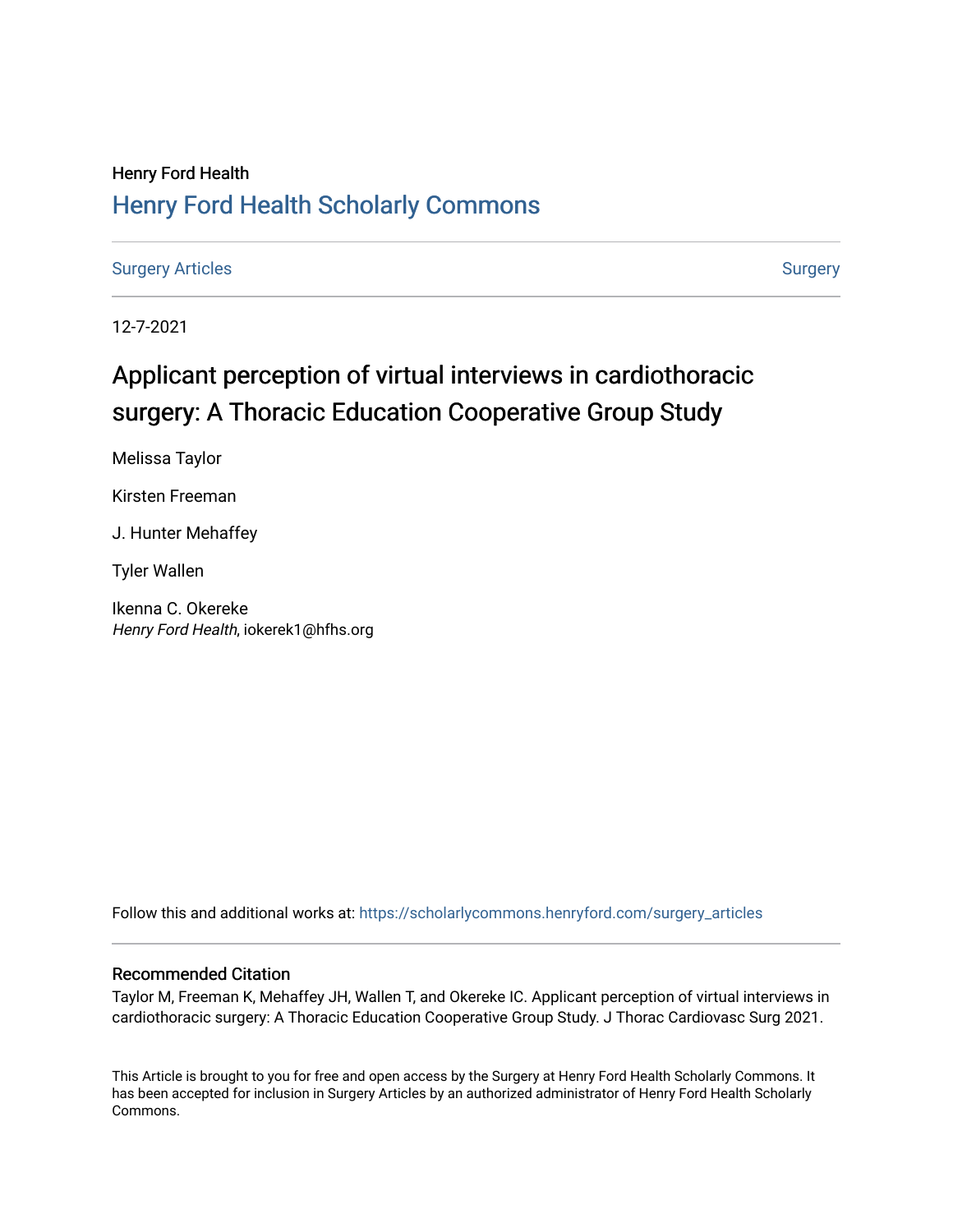Henry Ford Health

# Henry Ford Health Scholarly Commons

Surgery Articles | Surgery

12-7-2021

# Applicant perception of virtual interviews in cardiothoracic surgery: A Thoracic Education Cooperative Group Study

Melissa Taylor

Kirsten Freeman

J. Hunter Mehaffey

Tyler Wallen

Ikenna C. Okereke
*Henry Ford Health*, iokerek1@hfhs.org

Follow this and additional works at: https://scholarlycommons.henryford.com/surgery_articles

## Recommended Citation

Taylor M, Freeman K, Mehaffey JH, Wallen T, and Okereke IC. Applicant perception of virtual interviews in cardiothoracic surgery: A Thoracic Education Cooperative Group Study. J Thorac Cardiovasc Surg 2021.

This Article is brought to you for free and open access by the Surgery at Henry Ford Health Scholarly Commons. It has been accepted for inclusion in Surgery Articles by an authorized administrator of Henry Ford Health Scholarly Commons.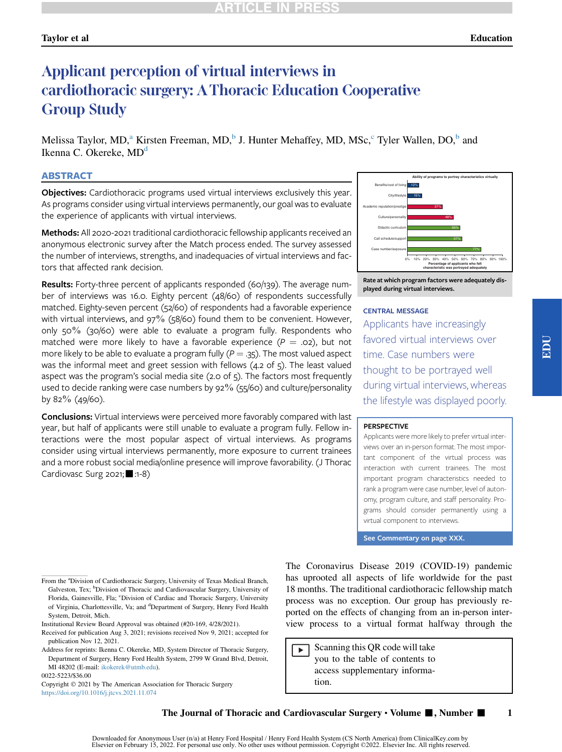# Applicant perception of virtual interviews in cardiothoracic surgery: A Thoracic Education Cooperative Group Study

Melissa Taylor, MD,[a] Kirsten Freeman, MD,[b] J. Hunter Mehaffey, MD, MSc,[c] Tyler Wallen, DO,[b] and Ikenna C. Okereke, MD[d]

## ABSTRACT

**Objectives:** Cardiothoracic programs used virtual interviews exclusively this year. As programs consider using virtual interviews permanently, our goal was to evaluate the experience of applicants with virtual interviews.

**Methods:** All 2020-2021 traditional cardiothoracic fellowship applicants received an anonymous electronic survey after the Match process ended. The survey assessed the number of interviews, strengths, and inadequacies of virtual interviews and factors that affected rank decision.

**Results:** Forty-three percent of applicants responded (60/139). The average number of interviews was 16.0. Eighty percent (48/60) of respondents successfully matched. Eighty-seven percent (52/60) of respondents had a favorable experience with virtual interviews, and 97% (58/60) found them to be convenient. However, only 50% (30/60) were able to evaluate a program fully. Respondents who matched were more likely to have a favorable experience ($P = .02$), but not more likely to be able to evaluate a program fully ($P = .35$). The most valued aspect was the informal meet and greet session with fellows (4.2 of 5). The least valued aspect was the program's social media site (2.0 of 5). The factors most frequently used to decide ranking were case numbers by 92% (55/60) and culture/personality by 82% (49/60).

**Conclusions:** Virtual interviews were perceived more favorably compared with last year, but half of applicants were still unable to evaluate a program fully. Fellow interactions were the most popular aspect of virtual interviews. As programs consider using virtual interviews permanently, more exposure to current trainees and a more robust social media/online presence will improve favorability. (J Thorac Cardiovasc Surg 2021;■:1-8)

| Ability of programs to portray characteristics virtually | Percentage of applicants who felt characteristic was portrayed adequately |
|---|---|
| Benefits/cost of living | 12% |
| City/lifestyle | 15% |
| Academic reputation/prestige | 37% |
| Culture/personality | 48% |
| Didactic curriculum | 55% |
| Call schedule/support | 57% |
| Case number/exposure | 77% |

Rate at which program factors were adequately displayed during virtual interviews.

**CENTRAL MESSAGE**

Applicants have increasingly favored virtual interviews over time. Case numbers were thought to be portrayed well during virtual interviews, whereas the lifestyle was displayed poorly.

**PERSPECTIVE**

Applicants were more likely to prefer virtual interviews over an in-person format. The most important component of the virtual process was interaction with current trainees. The most important program characteristics needed to rank a program were case number, level of autonomy, program culture, and staff personality. Programs should consider permanently using a virtual component to interviews.

See Commentary on page XXX.

The Coronavirus Disease 2019 (COVID-19) pandemic has uprooted all aspects of life worldwide for the past 18 months. The traditional cardiothoracic fellowship match process was no exception. Our group has previously reported on the effects of changing from an in-person interview process to a virtual format halfway through the

Scanning this QR code will take you to the table of contents to access supplementary information.

From the [a]Division of Cardiothoracic Surgery, University of Texas Medical Branch, Galveston, Tex; [b]Division of Thoracic and Cardiovascular Surgery, University of Florida, Gainesville, Fla; [c]Division of Cardiac and Thoracic Surgery, University of Virginia, Charlottesville, Va; and [d]Department of Surgery, Henry Ford Health System, Detroit, Mich.

Institutional Review Board Approval was obtained (#20-169, 4/28/2021).

Received for publication Aug 3, 2021; revisions received Nov 9, 2021; accepted for publication Nov 12, 2021.

Address for reprints: Ikenna C. Okereke, MD, System Director of Thoracic Surgery, Department of Surgery, Henry Ford Health System, 2799 W Grand Blvd, Detroit, MI 48202 (E-mail: ikokerek@utmb.edu).

0022-5223/$36.00

Copyright © 2021 by The American Association for Thoracic Surgery

https://doi.org/10.1016/j.jtcvs.2021.11.074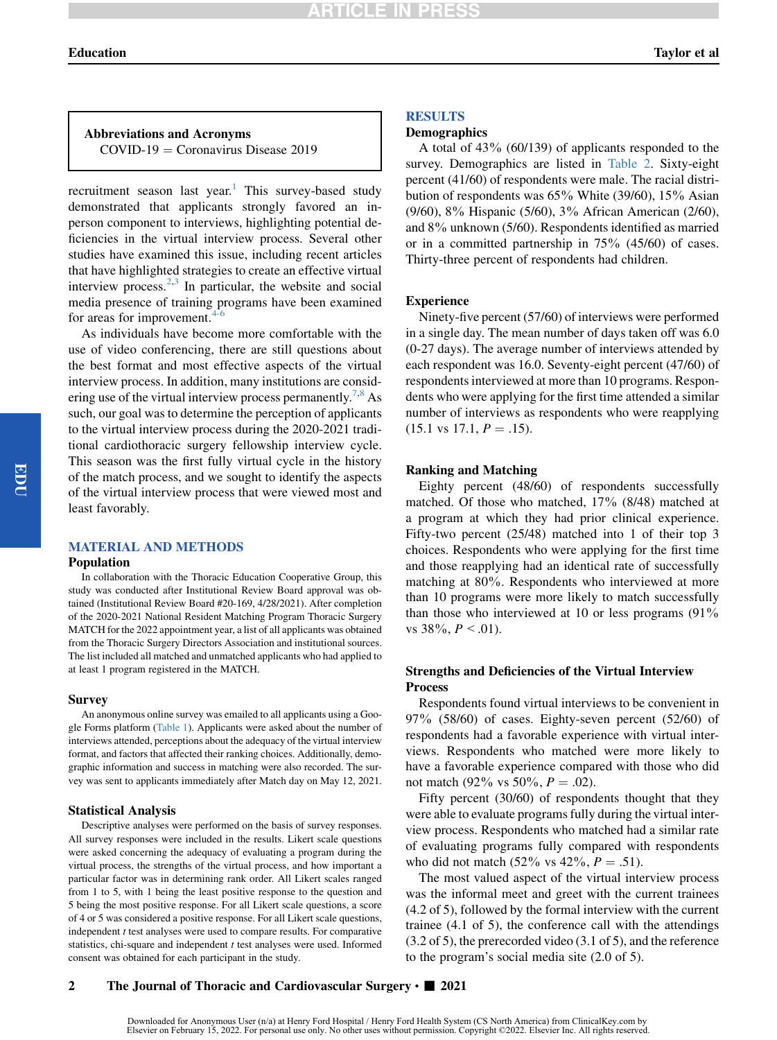| Abbreviations and Acronyms |
|---|
| COVID-19 = Coronavirus Disease 2019 |

recruitment season last year.[1] This survey-based study demonstrated that applicants strongly favored an in-person component to interviews, highlighting potential deficiencies in the virtual interview process. Several other studies have examined this issue, including recent articles that have highlighted strategies to create an effective virtual interview process.[2,3] In particular, the website and social media presence of training programs have been examined for areas for improvement.[4-6]

As individuals have become more comfortable with the use of video conferencing, there are still questions about the best format and most effective aspects of the virtual interview process. In addition, many institutions are considering use of the virtual interview process permanently.[7,8] As such, our goal was to determine the perception of applicants to the virtual interview process during the 2020-2021 traditional cardiothoracic surgery fellowship interview cycle. This season was the first fully virtual cycle in the history of the match process, and we sought to identify the aspects of the virtual interview process that were viewed most and least favorably.

## MATERIAL AND METHODS

### Population

In collaboration with the Thoracic Education Cooperative Group, this study was conducted after Institutional Review Board approval was obtained (Institutional Review Board #20-169, 4/28/2021). After completion of the 2020-2021 National Resident Matching Program Thoracic Surgery MATCH for the 2022 appointment year, a list of all applicants was obtained from the Thoracic Surgery Directors Association and institutional sources. The list included all matched and unmatched applicants who had applied to at least 1 program registered in the MATCH.

### Survey

An anonymous online survey was emailed to all applicants using a Google Forms platform (Table 1). Applicants were asked about the number of interviews attended, perceptions about the adequacy of the virtual interview format, and factors that affected their ranking choices. Additionally, demographic information and success in matching were also recorded. The survey was sent to applicants immediately after Match day on May 12, 2021.

### Statistical Analysis

Descriptive analyses were performed on the basis of survey responses. All survey responses were included in the results. Likert scale questions were asked concerning the adequacy of evaluating a program during the virtual process, the strengths of the virtual process, and how important a particular factor was in determining rank order. All Likert scales ranged from 1 to 5, with 1 being the least positive response to the question and 5 being the most positive response. For all Likert scale questions, a score of 4 or 5 was considered a positive response. For all Likert scale questions, independent *t* test analyses were used to compare results. For comparative statistics, chi-square and independent *t* test analyses were used. Informed consent was obtained for each participant in the study.

## RESULTS

### Demographics

A total of 43% (60/139) of applicants responded to the survey. Demographics are listed in Table 2. Sixty-eight percent (41/60) of respondents were male. The racial distribution of respondents was 65% White (39/60), 15% Asian (9/60), 8% Hispanic (5/60), 3% African American (2/60), and 8% unknown (5/60). Respondents identified as married or in a committed partnership in 75% (45/60) of cases. Thirty-three percent of respondents had children.

### Experience

Ninety-five percent (57/60) of interviews were performed in a single day. The mean number of days taken off was 6.0 (0-27 days). The average number of interviews attended by each respondent was 16.0. Seventy-eight percent (47/60) of respondents interviewed at more than 10 programs. Respondents who were applying for the first time attended a similar number of interviews as respondents who were reapplying (15.1 vs 17.1, $P = .15$).

### Ranking and Matching

Eighty percent (48/60) of respondents successfully matched. Of those who matched, 17% (8/48) matched at a program at which they had prior clinical experience. Fifty-two percent (25/48) matched into 1 of their top 3 choices. Respondents who were applying for the first time and those reapplying had an identical rate of successfully matching at 80%. Respondents who interviewed at more than 10 programs were more likely to match successfully than those who interviewed at 10 or less programs (91% vs 38%, $P < .01$).

### Strengths and Deficiencies of the Virtual Interview Process

Respondents found virtual interviews to be convenient in 97% (58/60) of cases. Eighty-seven percent (52/60) of respondents had a favorable experience with virtual interviews. Respondents who matched were more likely to have a favorable experience compared with those who did not match (92% vs 50%, $P = .02$).

Fifty percent (30/60) of respondents thought that they were able to evaluate programs fully during the virtual interview process. Respondents who matched had a similar rate of evaluating programs fully compared with respondents who did not match (52% vs 42%, $P = .51$).

The most valued aspect of the virtual interview process was the informal meet and greet with the current trainees (4.2 of 5), followed by the formal interview with the current trainee (4.1 of 5), the conference call with the attendings (3.2 of 5), the prerecorded video (3.1 of 5), and the reference to the program's social media site (2.0 of 5).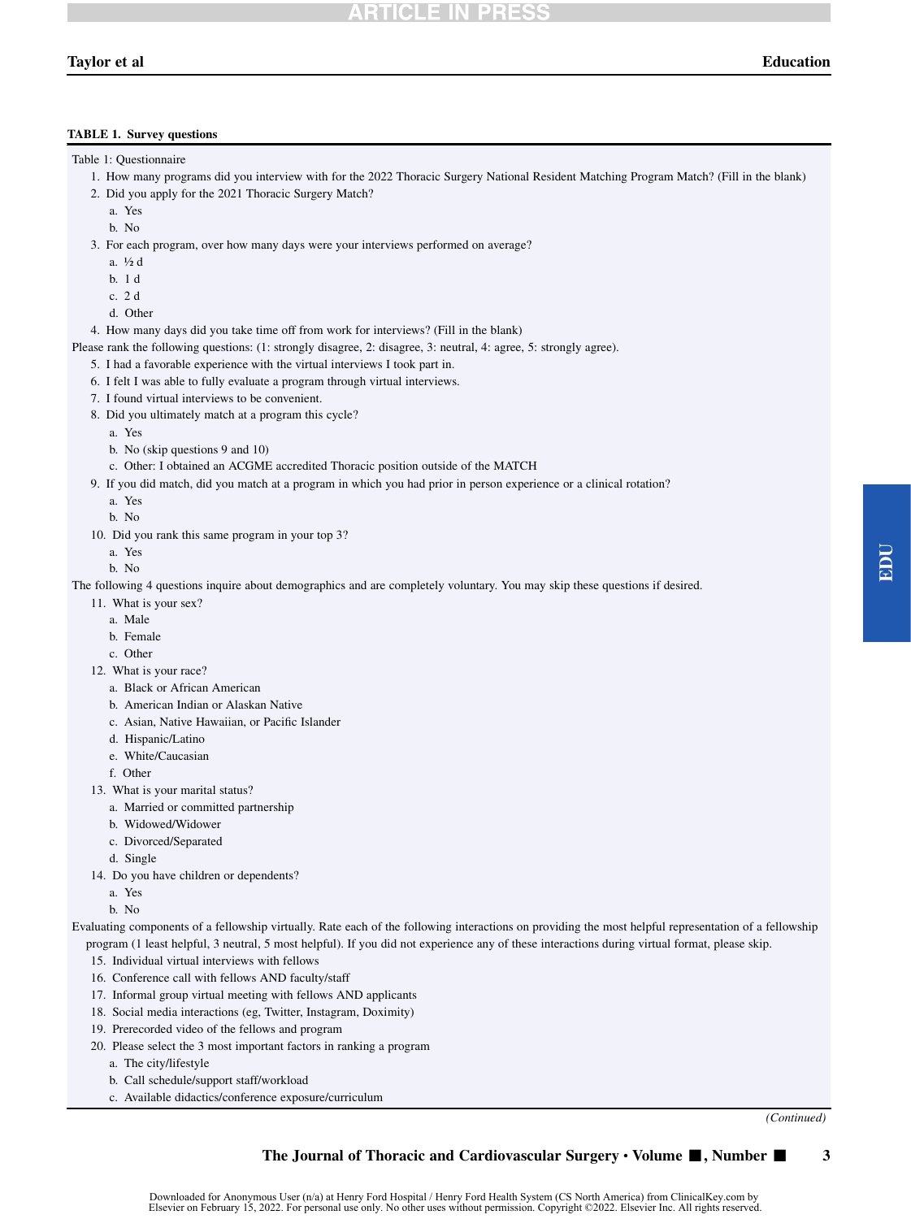**TABLE 1. Survey questions**

Table 1: Questionnaire

1. How many programs did you interview with for the 2022 Thoracic Surgery National Resident Matching Program Match? (Fill in the blank)
2. Did you apply for the 2021 Thoracic Surgery Match?
   a. Yes
   b. No
3. For each program, over how many days were your interviews performed on average?
   a. ½ d
   b. 1 d
   c. 2 d
   d. Other
4. How many days did you take time off from work for interviews? (Fill in the blank)

Please rank the following questions: (1: strongly disagree, 2: disagree, 3: neutral, 4: agree, 5: strongly agree).

5. I had a favorable experience with the virtual interviews I took part in.
6. I felt I was able to fully evaluate a program through virtual interviews.
7. I found virtual interviews to be convenient.
8. Did you ultimately match at a program this cycle?
   a. Yes
   b. No (skip questions 9 and 10)
   c. Other: I obtained an ACGME accredited Thoracic position outside of the MATCH
9. If you did match, did you match at a program in which you had prior in person experience or a clinical rotation?
   a. Yes
   b. No
10. Did you rank this same program in your top 3?
    a. Yes
    b. No

The following 4 questions inquire about demographics and are completely voluntary. You may skip these questions if desired.

11. What is your sex?
    a. Male
    b. Female
    c. Other
12. What is your race?
    a. Black or African American
    b. American Indian or Alaskan Native
    c. Asian, Native Hawaiian, or Pacific Islander
    d. Hispanic/Latino
    e. White/Caucasian
    f. Other
13. What is your marital status?
    a. Married or committed partnership
    b. Widowed/Widower
    c. Divorced/Separated
    d. Single
14. Do you have children or dependents?
    a. Yes
    b. No

Evaluating components of a fellowship virtually. Rate each of the following interactions on providing the most helpful representation of a fellowship program (1 least helpful, 3 neutral, 5 most helpful). If you did not experience any of these interactions during virtual format, please skip.

15. Individual virtual interviews with fellows
16. Conference call with fellows AND faculty/staff
17. Informal group virtual meeting with fellows AND applicants
18. Social media interactions (eg, Twitter, Instagram, Doximity)
19. Prerecorded video of the fellows and program
20. Please select the 3 most important factors in ranking a program
    a. The city/lifestyle
    b. Call schedule/support staff/workload
    c. Available didactics/conference exposure/curriculum

*(Continued)*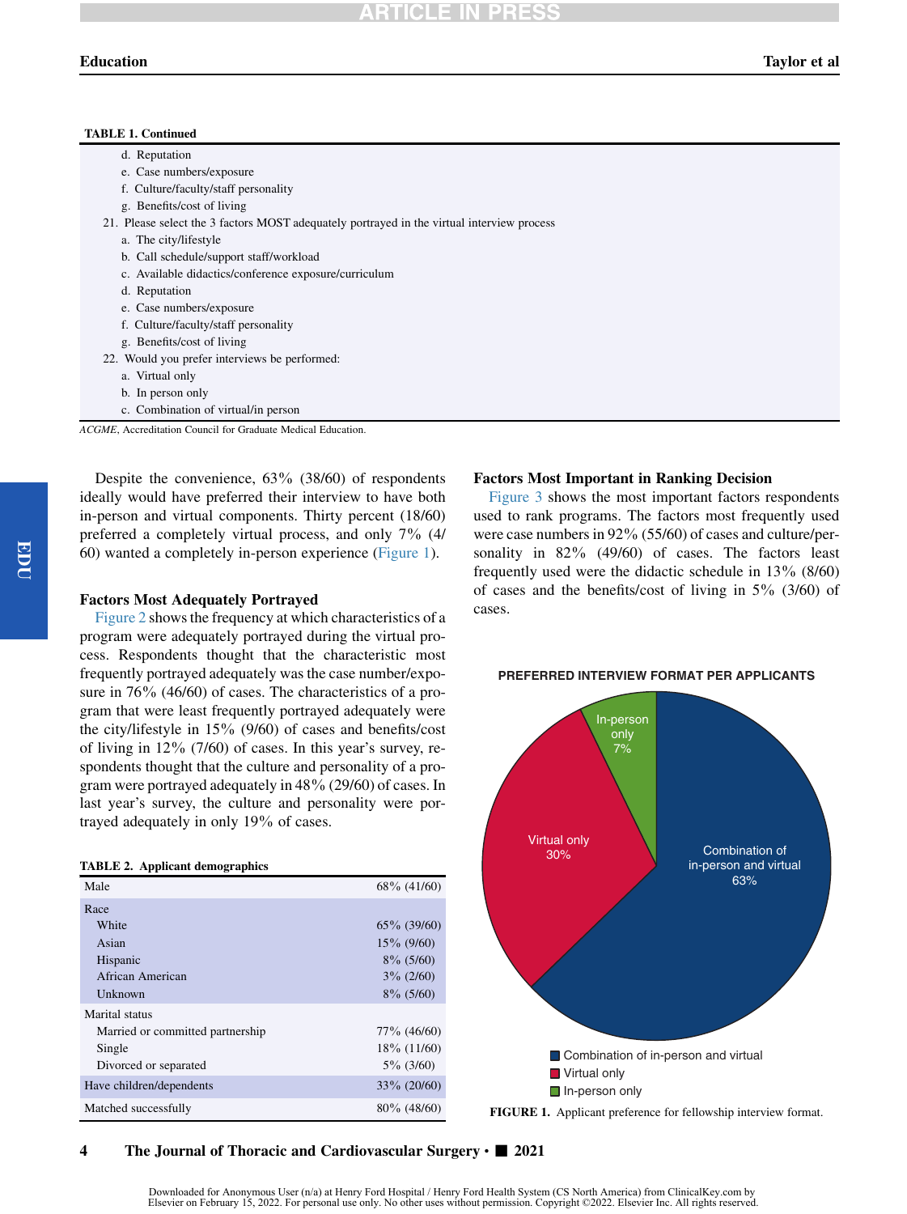**TABLE 1. Continued**

|  |
|---|
| d. Reputation |
| e. Case numbers/exposure |
| f. Culture/faculty/staff personality |
| g. Benefits/cost of living |
| 21. Please select the 3 factors MOST adequately portrayed in the virtual interview process |
| a. The city/lifestyle |
| b. Call schedule/support staff/workload |
| c. Available didactics/conference exposure/curriculum |
| d. Reputation |
| e. Case numbers/exposure |
| f. Culture/faculty/staff personality |
| g. Benefits/cost of living |
| 22. Would you prefer interviews be performed: |
| a. Virtual only |
| b. In person only |
| c. Combination of virtual/in person |

*ACGME*, Accreditation Council for Graduate Medical Education.

Despite the convenience, 63% (38/60) of respondents ideally would have preferred their interview to have both in-person and virtual components. Thirty percent (18/60) preferred a completely virtual process, and only 7% (4/60) wanted a completely in-person experience (Figure 1).

### Factors Most Adequately Portrayed

Figure 2 shows the frequency at which characteristics of a program were adequately portrayed during the virtual process. Respondents thought that the characteristic most frequently portrayed adequately was the case number/exposure in 76% (46/60) of cases. The characteristics of a program that were least frequently portrayed adequately were the city/lifestyle in 15% (9/60) of cases and benefits/cost of living in 12% (7/60) of cases. In this year's survey, respondents thought that the culture and personality of a program were portrayed adequately in 48% (29/60) of cases. In last year's survey, the culture and personality were portrayed adequately in only 19% of cases.

**TABLE 2. Applicant demographics**

| | |
|---|---|
| Male | 68% (41/60) |
| Race | |
| White | 65% (39/60) |
| Asian | 15% (9/60) |
| Hispanic | 8% (5/60) |
| African American | 3% (2/60) |
| Unknown | 8% (5/60) |
| Marital status | |
| Married or committed partnership | 77% (46/60) |
| Single | 18% (11/60) |
| Divorced or separated | 5% (3/60) |
| Have children/dependents | 33% (20/60) |
| Matched successfully | 80% (48/60) |

### Factors Most Important in Ranking Decision

Figure 3 shows the most important factors respondents used to rank programs. The factors most frequently used were case numbers in 92% (55/60) of cases and culture/personality in 82% (49/60) of cases. The factors least frequently used were the didactic schedule in 13% (8/60) of cases and the benefits/cost of living in 5% (3/60) of cases.

PREFERRED INTERVIEW FORMAT PER APPLICANTS

| Format | Percentage |
|---|---|
| Combination of in-person and virtual | 63% |
| Virtual only | 30% |
| In-person only | 7% |

**FIGURE 1.** Applicant preference for fellowship interview format.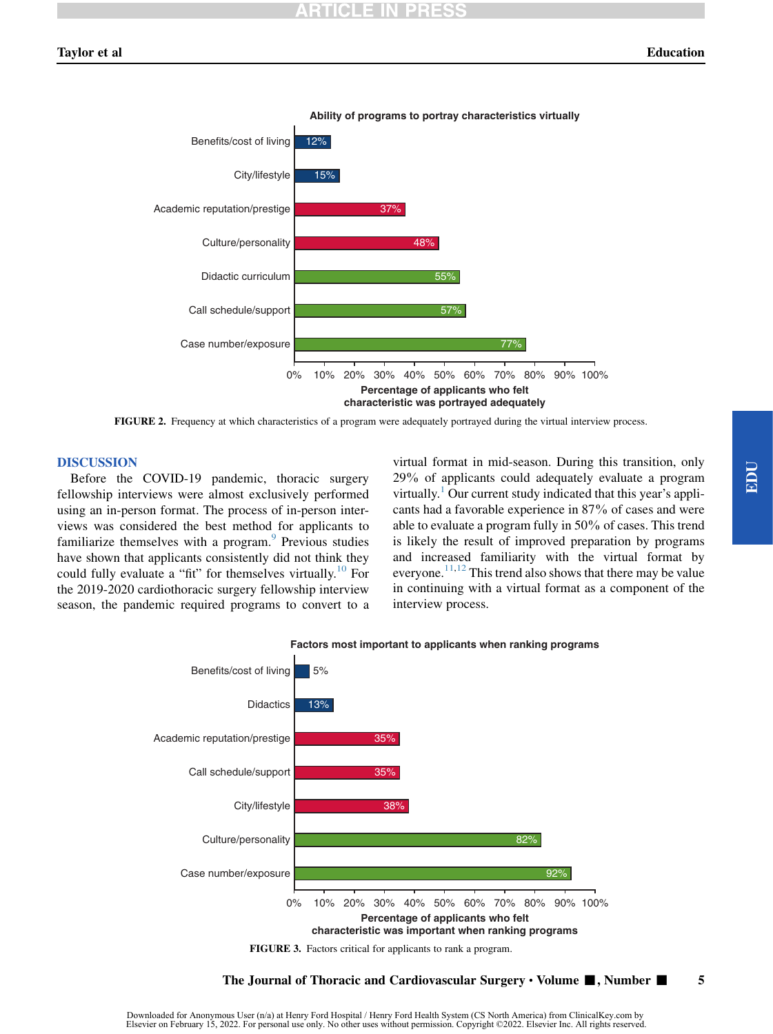**Ability of programs to portray characteristics virtually**

| Characteristic | Percentage of applicants who felt characteristic was portrayed adequately |
| --- | --- |
| Benefits/cost of living | 12% |
| City/lifestyle | 15% |
| Academic reputation/prestige | 37% |
| Culture/personality | 48% |
| Didactic curriculum | 55% |
| Call schedule/support | 57% |
| Case number/exposure | 77% |

FIGURE 2. Frequency at which characteristics of a program were adequately portrayed during the virtual interview process.

## DISCUSSION

Before the COVID-19 pandemic, thoracic surgery fellowship interviews were almost exclusively performed using an in-person format. The process of in-person interviews was considered the best method for applicants to familiarize themselves with a program.[9] Previous studies have shown that applicants consistently did not think they could fully evaluate a "fit" for themselves virtually.[10] For the 2019-2020 cardiothoracic surgery fellowship interview season, the pandemic required programs to convert to a virtual format in mid-season. During this transition, only 29% of applicants could adequately evaluate a program virtually.[1] Our current study indicated that this year's applicants had a favorable experience in 87% of cases and were able to evaluate a program fully in 50% of cases. This trend is likely the result of improved preparation by programs and increased familiarity with the virtual format by everyone.[11,12] This trend also shows that there may be value in continuing with a virtual format as a component of the interview process.

**Factors most important to applicants when ranking programs**

| Factor | Percentage of applicants who felt characteristic was important when ranking programs |
| --- | --- |
| Benefits/cost of living | 5% |
| Didactics | 13% |
| Academic reputation/prestige | 35% |
| Call schedule/support | 35% |
| City/lifestyle | 38% |
| Culture/personality | 82% |
| Case number/exposure | 92% |

FIGURE 3. Factors critical for applicants to rank a program.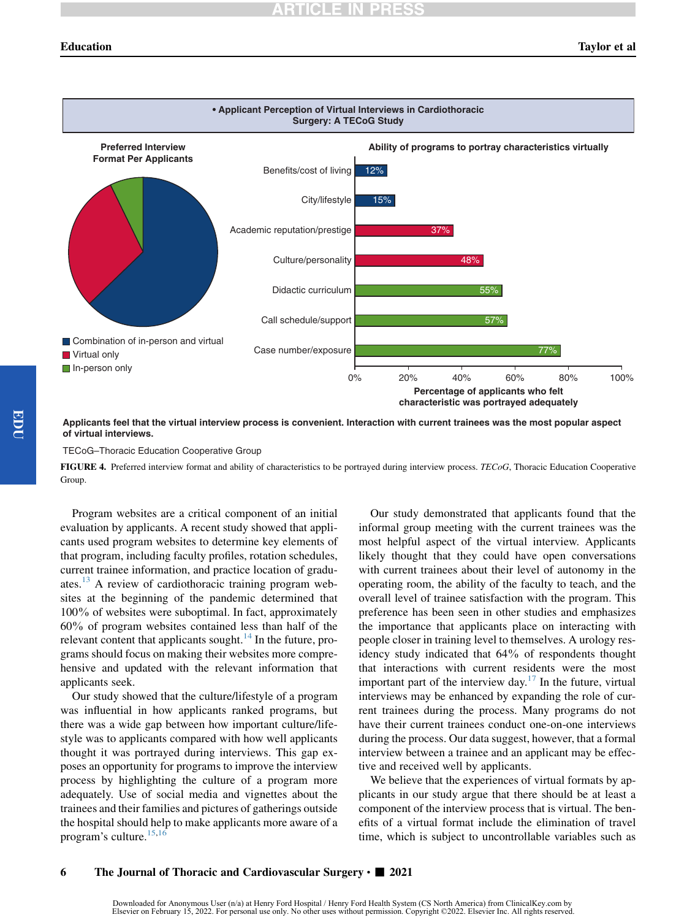**• Applicant Perception of Virtual Interviews in Cardiothoracic Surgery: A TECoG Study**

**Preferred Interview Format Per Applicants**

- Combination of in-person and virtual
- Virtual only
- In-person only

**Ability of programs to portray characteristics virtually**

| Characteristic | Percentage of applicants who felt characteristic was portrayed adequately |
|---|---|
| Benefits/cost of living | 12% |
| City/lifestyle | 15% |
| Academic reputation/prestige | 37% |
| Culture/personality | 48% |
| Didactic curriculum | 55% |
| Call schedule/support | 57% |
| Case number/exposure | 77% |

**Applicants feel that the virtual interview process is convenient. Interaction with current trainees was the most popular aspect of virtual interviews.**

TECoG–Thoracic Education Cooperative Group

**FIGURE 4.** Preferred interview format and ability of characteristics to be portrayed during interview process. *TECoG*, Thoracic Education Cooperative Group.

Program websites are a critical component of an initial evaluation by applicants. A recent study showed that applicants used program websites to determine key elements of that program, including faculty profiles, rotation schedules, current trainee information, and practice location of graduates.[13] A review of cardiothoracic training program websites at the beginning of the pandemic determined that 100% of websites were suboptimal. In fact, approximately 60% of program websites contained less than half of the relevant content that applicants sought.[14] In the future, programs should focus on making their websites more comprehensive and updated with the relevant information that applicants seek.

Our study showed that the culture/lifestyle of a program was influential in how applicants ranked programs, but there was a wide gap between how important culture/lifestyle was to applicants compared with how well applicants thought it was portrayed during interviews. This gap exposes an opportunity for programs to improve the interview process by highlighting the culture of a program more adequately. Use of social media and vignettes about the trainees and their families and pictures of gatherings outside the hospital should help to make applicants more aware of a program's culture.[15,16]

Our study demonstrated that applicants found that the informal group meeting with the current trainees was the most helpful aspect of the virtual interview. Applicants likely thought that they could have open conversations with current trainees about their level of autonomy in the operating room, the ability of the faculty to teach, and the overall level of trainee satisfaction with the program. This preference has been seen in other studies and emphasizes the importance that applicants place on interacting with people closer in training level to themselves. A urology residency study indicated that 64% of respondents thought that interactions with current residents were the most important part of the interview day.[17] In the future, virtual interviews may be enhanced by expanding the role of current trainees during the process. Many programs do not have their current trainees conduct one-on-one interviews during the process. Our data suggest, however, that a formal interview between a trainee and an applicant may be effective and received well by applicants.

We believe that the experiences of virtual formats by applicants in our study argue that there should be at least a component of the interview process that is virtual. The benefits of a virtual format include the elimination of travel time, which is subject to uncontrollable variables such as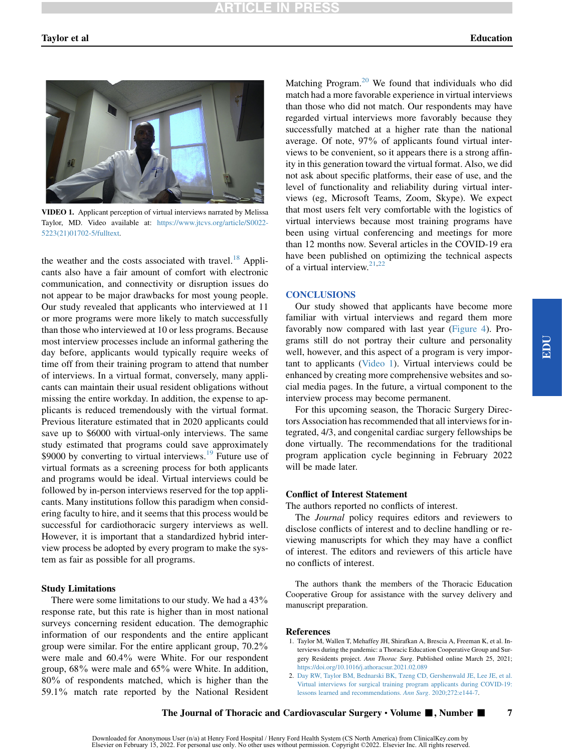VIDEO 1. Applicant perception of virtual interviews narrated by Melissa Taylor, MD. Video available at: https://www.jtcvs.org/article/S0022-5223(21)01702-5/fulltext.

the weather and the costs associated with travel.[18] Applicants also have a fair amount of comfort with electronic communication, and connectivity or disruption issues do not appear to be major drawbacks for most young people. Our study revealed that applicants who interviewed at 11 or more programs were more likely to match successfully than those who interviewed at 10 or less programs. Because most interview processes include an informal gathering the day before, applicants would typically require weeks of time off from their training program to attend that number of interviews. In a virtual format, conversely, many applicants can maintain their usual resident obligations without missing the entire workday. In addition, the expense to applicants is reduced tremendously with the virtual format. Previous literature estimated that in 2020 applicants could save up to $6000 with virtual-only interviews. The same study estimated that programs could save approximately $9000 by converting to virtual interviews.[19] Future use of virtual formats as a screening process for both applicants and programs would be ideal. Virtual interviews could be followed by in-person interviews reserved for the top applicants. Many institutions follow this paradigm when considering faculty to hire, and it seems that this process would be successful for cardiothoracic surgery interviews as well. However, it is important that a standardized hybrid interview process be adopted by every program to make the system as fair as possible for all programs.

### Study Limitations

There were some limitations to our study. We had a 43% response rate, but this rate is higher than in most national surveys concerning resident education. The demographic information of our respondents and the entire applicant group were similar. For the entire applicant group, 70.2% were male and 60.4% were White. For our respondent group, 68% were male and 65% were White. In addition, 80% of respondents matched, which is higher than the 59.1% match rate reported by the National Resident Matching Program.[20] We found that individuals who did match had a more favorable experience in virtual interviews than those who did not match. Our respondents may have regarded virtual interviews more favorably because they successfully matched at a higher rate than the national average. Of note, 97% of applicants found virtual interviews to be convenient, so it appears there is a strong affinity in this generation toward the virtual format. Also, we did not ask about specific platforms, their ease of use, and the level of functionality and reliability during virtual interviews (eg, Microsoft Teams, Zoom, Skype). We expect that most users felt very comfortable with the logistics of virtual interviews because most training programs have been using virtual conferencing and meetings for more than 12 months now. Several articles in the COVID-19 era have been published on optimizing the technical aspects of a virtual interview.[21,22]

## CONCLUSIONS

Our study showed that applicants have become more familiar with virtual interviews and regard them more favorably now compared with last year (Figure 4). Programs still do not portray their culture and personality well, however, and this aspect of a program is very important to applicants (Video 1). Virtual interviews could be enhanced by creating more comprehensive websites and social media pages. In the future, a virtual component to the interview process may become permanent.

For this upcoming season, the Thoracic Surgery Directors Association has recommended that all interviews for integrated, 4/3, and congenital cardiac surgery fellowships be done virtually. The recommendations for the traditional program application cycle beginning in February 2022 will be made later.

### Conflict of Interest Statement

The authors reported no conflicts of interest.

The *Journal* policy requires editors and reviewers to disclose conflicts of interest and to decline handling or reviewing manuscripts for which they may have a conflict of interest. The editors and reviewers of this article have no conflicts of interest.

The authors thank the members of the Thoracic Education Cooperative Group for assistance with the survey delivery and manuscript preparation.

### References

1. Taylor M, Wallen T, Mehaffey JH, Shirafkan A, Brescia A, Freeman K, et al. Interviews during the pandemic: a Thoracic Education Cooperative Group and Surgery Residents project. *Ann Thorac Surg*. Published online March 25, 2021; https://doi.org/10.1016/j.athoracsur.2021.02.089
2. Day RW, Taylor BM, Bednarski BK, Tzeng CD, Gershenwald JE, Lee JE, et al. Virtual interviews for surgical training program applicants during COVID-19: lessons learned and recommendations. *Ann Surg*. 2020;272:e144-7.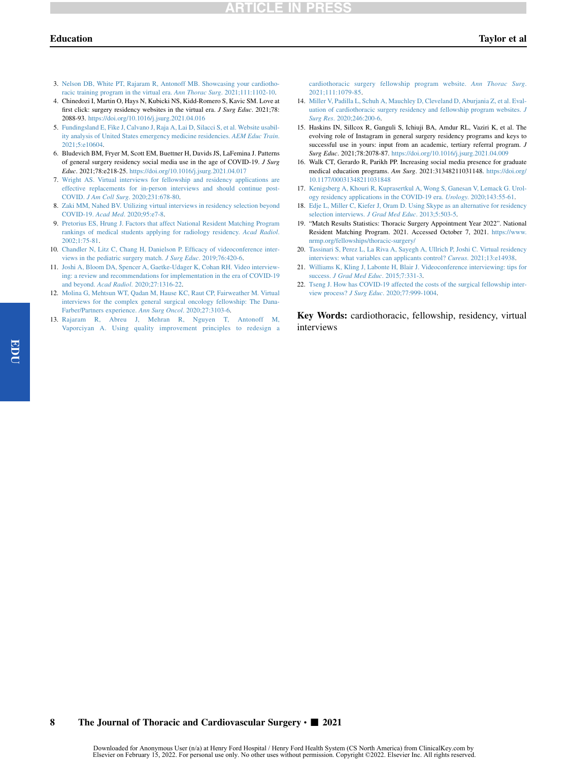3. Nelson DB, White PT, Rajaram R, Antonoff MB. Showcasing your cardiothoracic training program in the virtual era. *Ann Thorac Surg*. 2021;111:1102-10.
4. Chinedozi I, Martin O, Hays N, Kubicki NS, Kidd-Romero S, Kavic SM. Love at first click: surgery residency websites in the virtual era. *J Surg Educ*. 2021;78:2088-93. https://doi.org/10.1016/j.jsurg.2021.04.016
5. Fundingsland E, Fike J, Calvano J, Raja A, Lai D, Silacci S, et al. Website usability analysis of United States emergency medicine residencies. *AEM Educ Train*. 2021;5:e10604.
6. Bludevich BM, Fryer M, Scott EM, Buettner H, Davids JS, LaFemina J. Patterns of general surgery residency social media use in the age of COVID-19. *J Surg Educ*. 2021;78:e218-25. https://doi.org/10.1016/j.jsurg.2021.04.017
7. Wright AS. Virtual interviews for fellowship and residency applications are effective replacements for in-person interviews and should continue post-COVID. *J Am Coll Surg*. 2020;231:678-80.
8. Zaki MM, Nahed BV. Utilizing virtual interviews in residency selection beyond COVID-19. *Acad Med*. 2020;95:e7-8.
9. Pretorius ES, Hrung J. Factors that affect National Resident Matching Program rankings of medical students applying for radiology residency. *Acad Radiol*. 2002;1:75-81.
10. Chandler N, Litz C, Chang H, Danielson P. Efficacy of videoconference interviews in the pediatric surgery match. *J Surg Educ*. 2019;76:420-6.
11. Joshi A, Bloom DA, Spencer A, Gaetke-Udager K, Cohan RH. Video interviewing: a review and recommendations for implementation in the era of COVID-19 and beyond. *Acad Radiol*. 2020;27:1316-22.
12. Molina G, Mehtsun WT, Qadan M, Hause KC, Raut CP, Fairweather M. Virtual interviews for the complex general surgical oncology fellowship: The Dana-Farber/Partners experience. *Ann Surg Oncol*. 2020;27:3103-6.
13. Rajaram R, Abreu J, Mehran R, Nguyen T, Antonoff M, Vaporciyan A. Using quality improvement principles to redesign a cardiothoracic surgery fellowship program website. *Ann Thorac Surg*. 2021;111:1079-85.
14. Miller V, Padilla L, Schuh A, Mauchley D, Cleveland D, Aburjania Z, et al. Evaluation of cardiothoracic surgery residency and fellowship program websites. *J Surg Res*. 2020;246:200-6.
15. Haskins IN, Sillcox R, Ganguli S, Ichiuji BA, Amdur RL, Vaziri K, et al. The evolving role of Instagram in general surgery residency programs and keys to successful use in yours: input from an academic, tertiary referral program. *J Surg Educ*. 2021;78:2078-87. https://doi.org/10.1016/j.jsurg.2021.04.009
16. Walk CT, Gerardo R, Parikh PP. Increasing social media presence for graduate medical education programs. *Am Surg*. 2021:31348211031148. https://doi.org/10.1177/00031348211031848
17. Kenigsberg A, Khouri R, Kuprasertkul A, Wong S, Ganesan V, Lemack G. Urology residency applications in the COVID-19 era. *Urology*. 2020;143:55-61.
18. Edje L, Miller C, Kiefer J, Oram D. Using Skype as an alternative for residency selection interviews. *J Grad Med Educ*. 2013;5:503-5.
19. "Match Results Statistics: Thoracic Surgery Appointment Year 2022". National Resident Matching Program. 2021. Accessed October 7, 2021. https://www.nrmp.org/fellowships/thoracic-surgery/
20. Tassinari S, Perez L, La Riva A, Sayegh A, Ullrich P, Joshi C. Virtual residency interviews: what variables can applicants control? *Cureus*. 2021;13:e14938.
21. Williams K, Kling J, Labonte H, Blair J. Videoconference interviewing: tips for success. *J Grad Med Educ*. 2015;7:331-3.
22. Tseng J. How has COVID-19 affected the costs of the surgical fellowship interview process? *J Surg Educ*. 2020;77:999-1004.

**Key Words:** cardiothoracic, fellowship, residency, virtual interviews